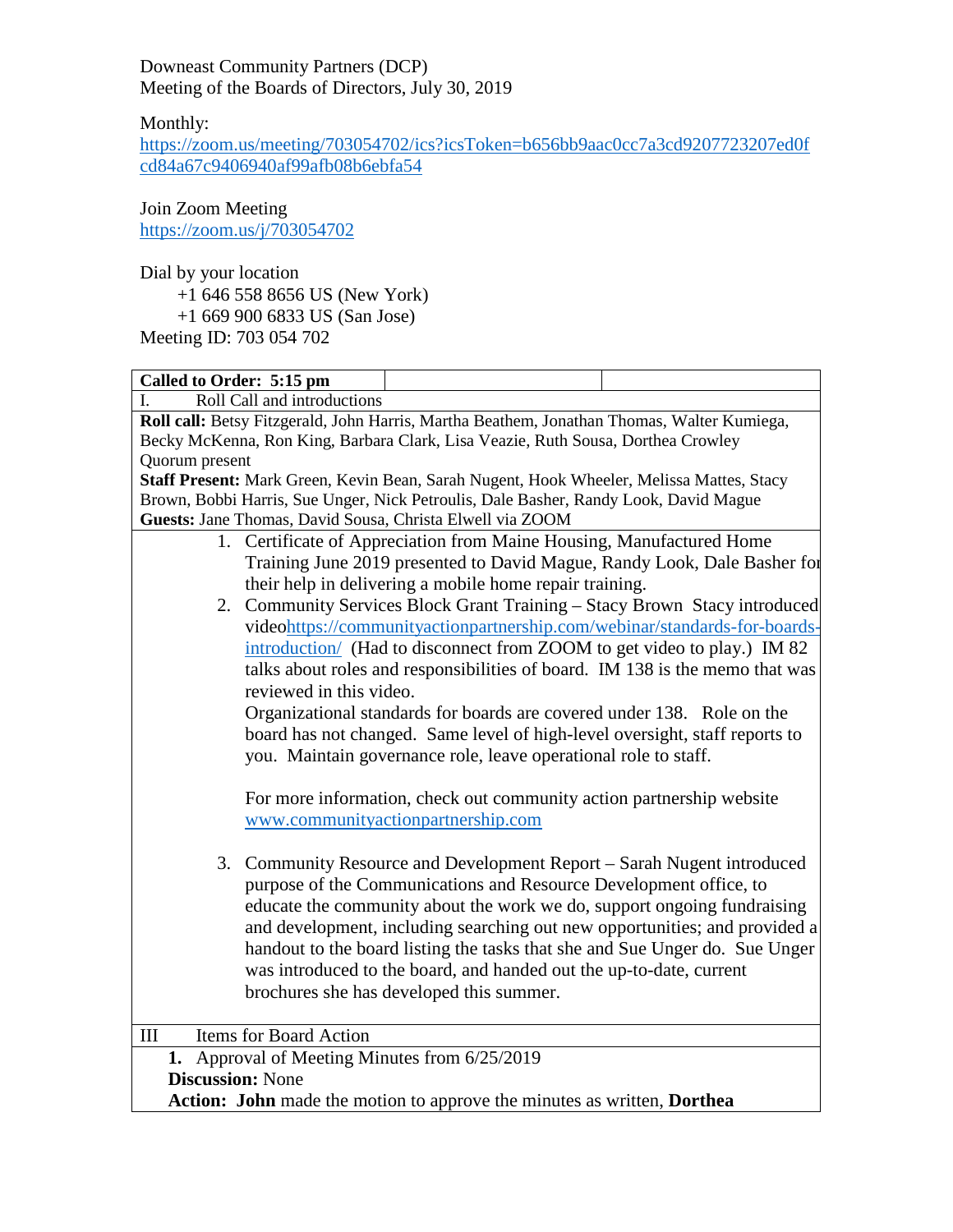Downeast Community Partners (DCP)
Meeting of the Boards of Directors, July 30, 2019

Monthly:
https://zoom.us/meeting/703054702/ics?icsToken=b656bb9aac0cc7a3cd9207723207ed0fcd84a67c9406940af99afb08b6ebfa54

Join Zoom Meeting
https://zoom.us/j/703054702

Dial by your location
+1 646 558 8656 US (New York)
+1 669 900 6833 US (San Jose)
Meeting ID: 703 054 702

**Called to Order: 5:15 pm**

I. Roll Call and introductions

**Roll call:** Betsy Fitzgerald, John Harris, Martha Beathem, Jonathan Thomas, Walter Kumiega, Becky McKenna, Ron King, Barbara Clark, Lisa Veazie, Ruth Sousa, Dorthea Crowley
Quorum present
**Staff Present:** Mark Green, Kevin Bean, Sarah Nugent, Hook Wheeler, Melissa Mattes, Stacy Brown, Bobbi Harris, Sue Unger, Nick Petroulis, Dale Basher, Randy Look, David Mague
**Guests:** Jane Thomas, David Sousa, Christa Elwell via ZOOM

1. Certificate of Appreciation from Maine Housing, Manufactured Home Training June 2019 presented to David Mague, Randy Look, Dale Basher for their help in delivering a mobile home repair training.
2. Community Services Block Grant Training – Stacy Brown Stacy introduced videohttps://communityactionpartnership.com/webinar/standards-for-boards-introduction/ (Had to disconnect from ZOOM to get video to play.) IM 82 talks about roles and responsibilities of board. IM 138 is the memo that was reviewed in this video.
   Organizational standards for boards are covered under 138. Role on the board has not changed. Same level of high-level oversight, staff reports to you. Maintain governance role, leave operational role to staff.

   For more information, check out community action partnership website www.communityactionpartnership.com

3. Community Resource and Development Report – Sarah Nugent introduced purpose of the Communications and Resource Development office, to educate the community about the work we do, support ongoing fundraising and development, including searching out new opportunities; and provided a handout to the board listing the tasks that she and Sue Unger do. Sue Unger was introduced to the board, and handed out the up-to-date, current brochures she has developed this summer.

III Items for Board Action

**1.** Approval of Meeting Minutes from 6/25/2019
**Discussion:** None
**Action: John** made the motion to approve the minutes as written, **Dorthea**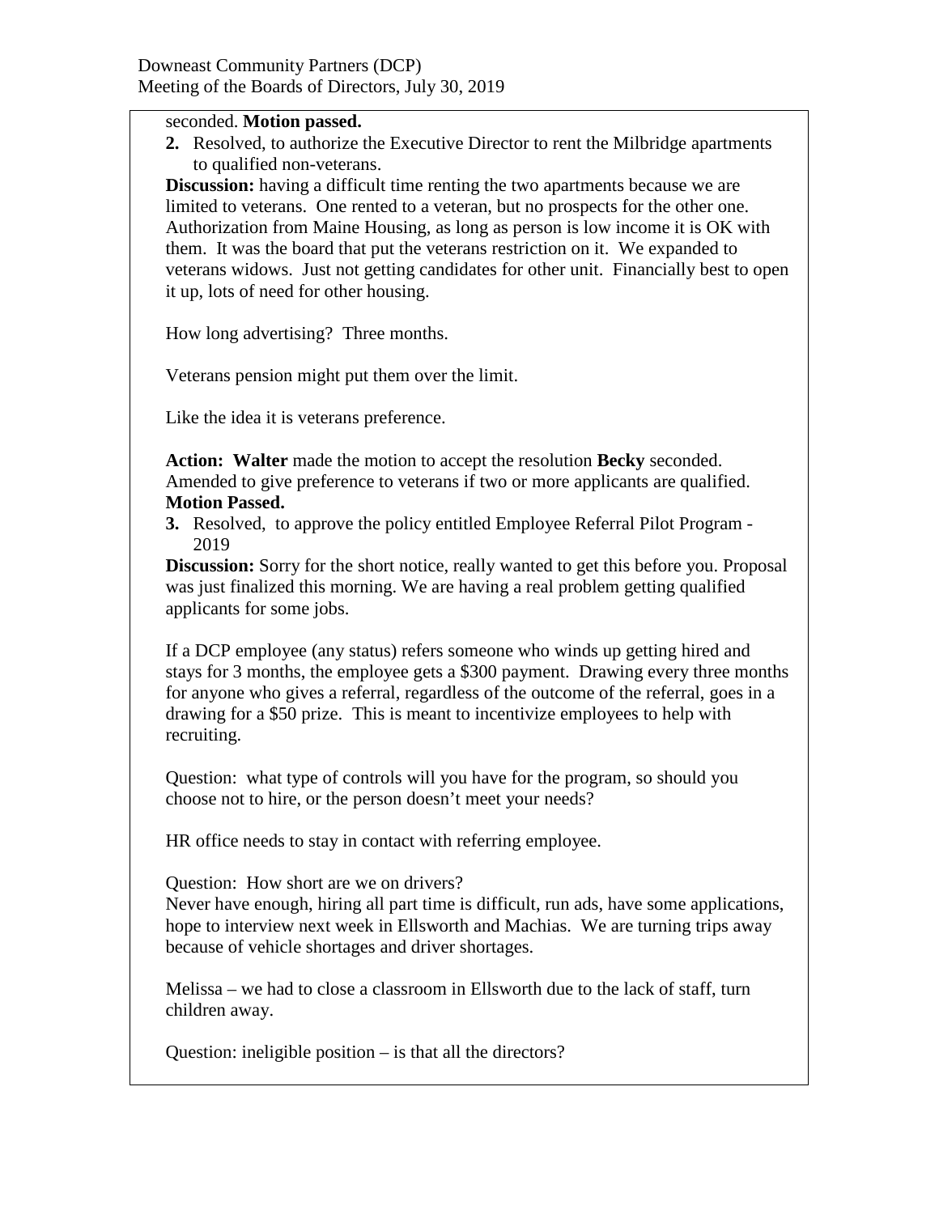seconded. **Motion passed.**

2. Resolved, to authorize the Executive Director to rent the Milbridge apartments to qualified non-veterans.

**Discussion:** having a difficult time renting the two apartments because we are limited to veterans. One rented to a veteran, but no prospects for the other one. Authorization from Maine Housing, as long as person is low income it is OK with them. It was the board that put the veterans restriction on it. We expanded to veterans widows. Just not getting candidates for other unit. Financially best to open it up, lots of need for other housing.

How long advertising? Three months.

Veterans pension might put them over the limit.

Like the idea it is veterans preference.

**Action: Walter** made the motion to accept the resolution **Becky** seconded. Amended to give preference to veterans if two or more applicants are qualified. **Motion Passed.**

3. Resolved, to approve the policy entitled Employee Referral Pilot Program - 2019

**Discussion:** Sorry for the short notice, really wanted to get this before you. Proposal was just finalized this morning. We are having a real problem getting qualified applicants for some jobs.

If a DCP employee (any status) refers someone who winds up getting hired and stays for 3 months, the employee gets a $300 payment. Drawing every three months for anyone who gives a referral, regardless of the outcome of the referral, goes in a drawing for a $50 prize. This is meant to incentivize employees to help with recruiting.

Question: what type of controls will you have for the program, so should you choose not to hire, or the person doesn't meet your needs?

HR office needs to stay in contact with referring employee.

Question: How short are we on drivers?
Never have enough, hiring all part time is difficult, run ads, have some applications, hope to interview next week in Ellsworth and Machias. We are turning trips away because of vehicle shortages and driver shortages.

Melissa – we had to close a classroom in Ellsworth due to the lack of staff, turn children away.

Question: ineligible position – is that all the directors?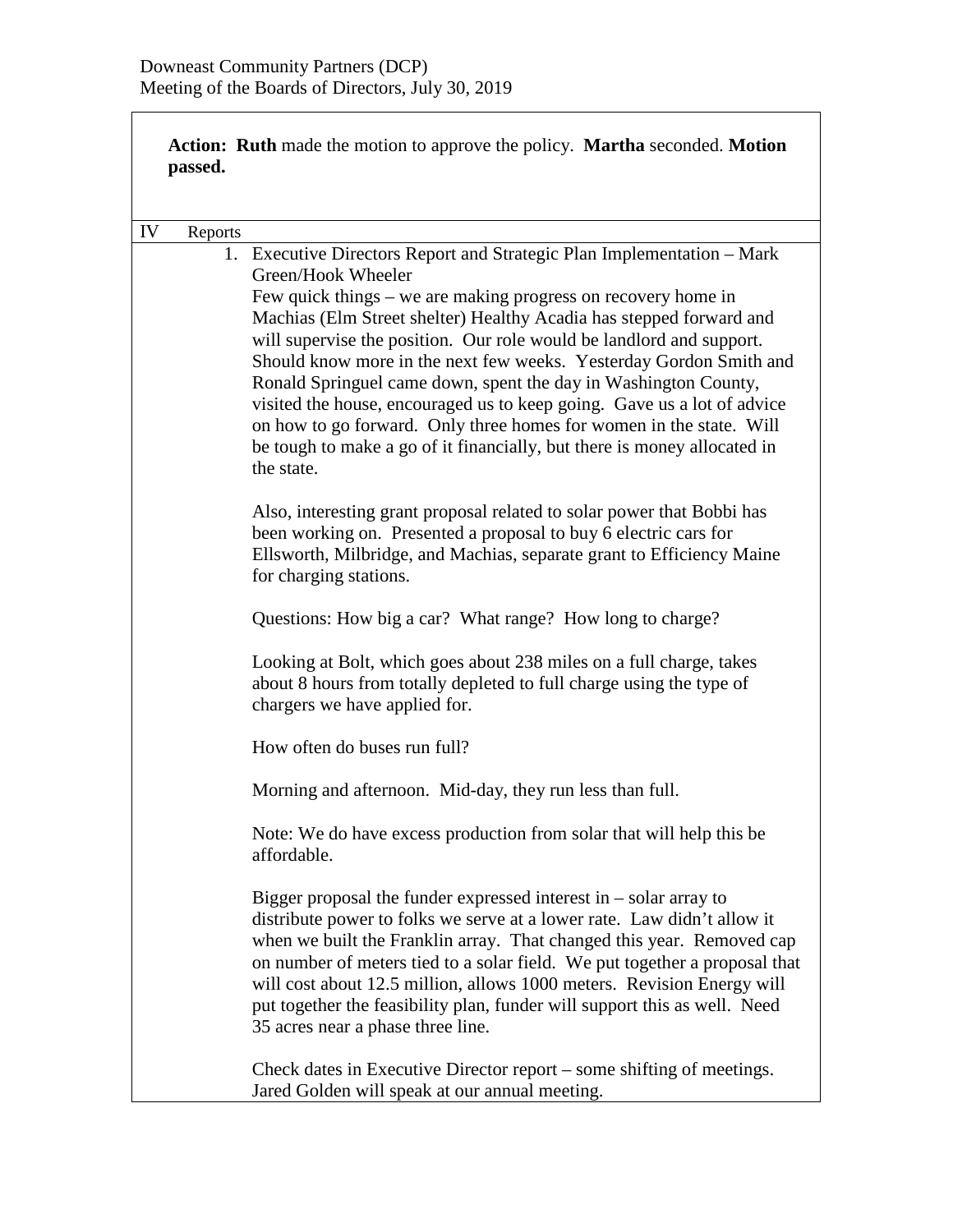**Action: Ruth** made the motion to approve the policy. **Martha** seconded. **Motion passed.**

IV Reports

1. Executive Directors Report and Strategic Plan Implementation – Mark Green/Hook Wheeler

   Few quick things – we are making progress on recovery home in Machias (Elm Street shelter) Healthy Acadia has stepped forward and will supervise the position. Our role would be landlord and support. Should know more in the next few weeks. Yesterday Gordon Smith and Ronald Springuel came down, spent the day in Washington County, visited the house, encouraged us to keep going. Gave us a lot of advice on how to go forward. Only three homes for women in the state. Will be tough to make a go of it financially, but there is money allocated in the state.

   Also, interesting grant proposal related to solar power that Bobbi has been working on. Presented a proposal to buy 6 electric cars for Ellsworth, Milbridge, and Machias, separate grant to Efficiency Maine for charging stations.

   Questions: How big a car? What range? How long to charge?

   Looking at Bolt, which goes about 238 miles on a full charge, takes about 8 hours from totally depleted to full charge using the type of chargers we have applied for.

   How often do buses run full?

   Morning and afternoon. Mid-day, they run less than full.

   Note: We do have excess production from solar that will help this be affordable.

   Bigger proposal the funder expressed interest in – solar array to distribute power to folks we serve at a lower rate. Law didn't allow it when we built the Franklin array. That changed this year. Removed cap on number of meters tied to a solar field. We put together a proposal that will cost about 12.5 million, allows 1000 meters. Revision Energy will put together the feasibility plan, funder will support this as well. Need 35 acres near a phase three line.

   Check dates in Executive Director report – some shifting of meetings. Jared Golden will speak at our annual meeting.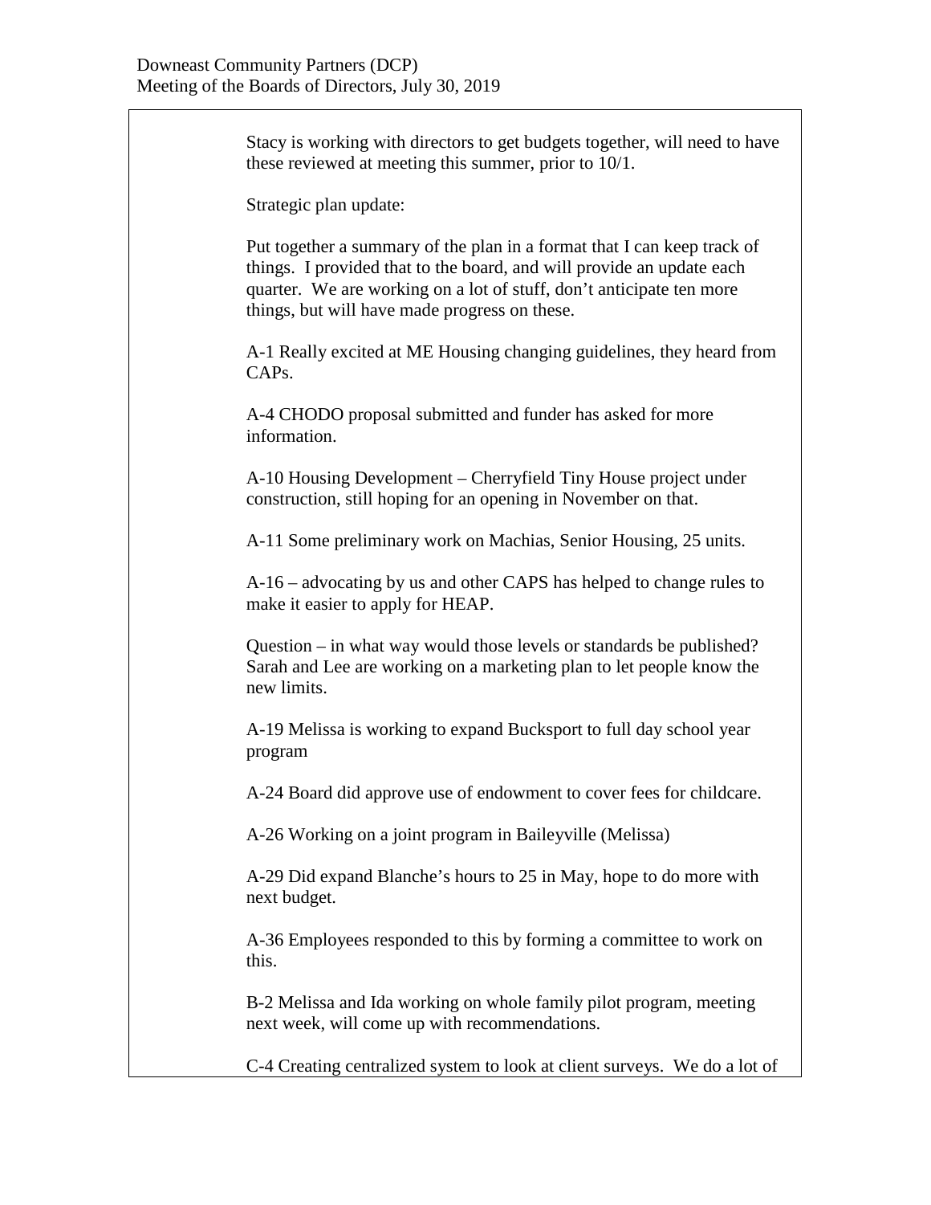Stacy is working with directors to get budgets together, will need to have these reviewed at meeting this summer, prior to 10/1.

Strategic plan update:

Put together a summary of the plan in a format that I can keep track of things. I provided that to the board, and will provide an update each quarter. We are working on a lot of stuff, don't anticipate ten more things, but will have made progress on these.

A-1 Really excited at ME Housing changing guidelines, they heard from CAPs.

A-4 CHODO proposal submitted and funder has asked for more information.

A-10 Housing Development – Cherryfield Tiny House project under construction, still hoping for an opening in November on that.

A-11 Some preliminary work on Machias, Senior Housing, 25 units.

A-16 – advocating by us and other CAPS has helped to change rules to make it easier to apply for HEAP.

Question – in what way would those levels or standards be published? Sarah and Lee are working on a marketing plan to let people know the new limits.

A-19 Melissa is working to expand Bucksport to full day school year program

A-24 Board did approve use of endowment to cover fees for childcare.

A-26 Working on a joint program in Baileyville (Melissa)

A-29 Did expand Blanche's hours to 25 in May, hope to do more with next budget.

A-36 Employees responded to this by forming a committee to work on this.

B-2 Melissa and Ida working on whole family pilot program, meeting next week, will come up with recommendations.

C-4 Creating centralized system to look at client surveys. We do a lot of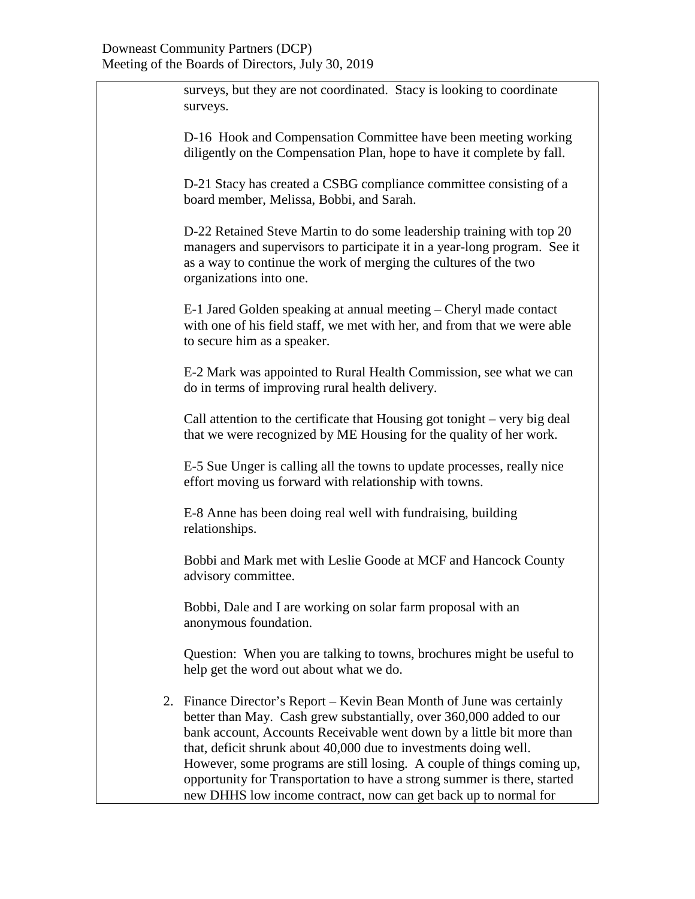surveys, but they are not coordinated. Stacy is looking to coordinate surveys.

D-16 Hook and Compensation Committee have been meeting working diligently on the Compensation Plan, hope to have it complete by fall.

D-21 Stacy has created a CSBG compliance committee consisting of a board member, Melissa, Bobbi, and Sarah.

D-22 Retained Steve Martin to do some leadership training with top 20 managers and supervisors to participate it in a year-long program. See it as a way to continue the work of merging the cultures of the two organizations into one.

E-1 Jared Golden speaking at annual meeting – Cheryl made contact with one of his field staff, we met with her, and from that we were able to secure him as a speaker.

E-2 Mark was appointed to Rural Health Commission, see what we can do in terms of improving rural health delivery.

Call attention to the certificate that Housing got tonight – very big deal that we were recognized by ME Housing for the quality of her work.

E-5 Sue Unger is calling all the towns to update processes, really nice effort moving us forward with relationship with towns.

E-8 Anne has been doing real well with fundraising, building relationships.

Bobbi and Mark met with Leslie Goode at MCF and Hancock County advisory committee.

Bobbi, Dale and I are working on solar farm proposal with an anonymous foundation.

Question: When you are talking to towns, brochures might be useful to help get the word out about what we do.

2. Finance Director's Report – Kevin Bean Month of June was certainly better than May. Cash grew substantially, over 360,000 added to our bank account, Accounts Receivable went down by a little bit more than that, deficit shrunk about 40,000 due to investments doing well. However, some programs are still losing. A couple of things coming up, opportunity for Transportation to have a strong summer is there, started new DHHS low income contract, now can get back up to normal for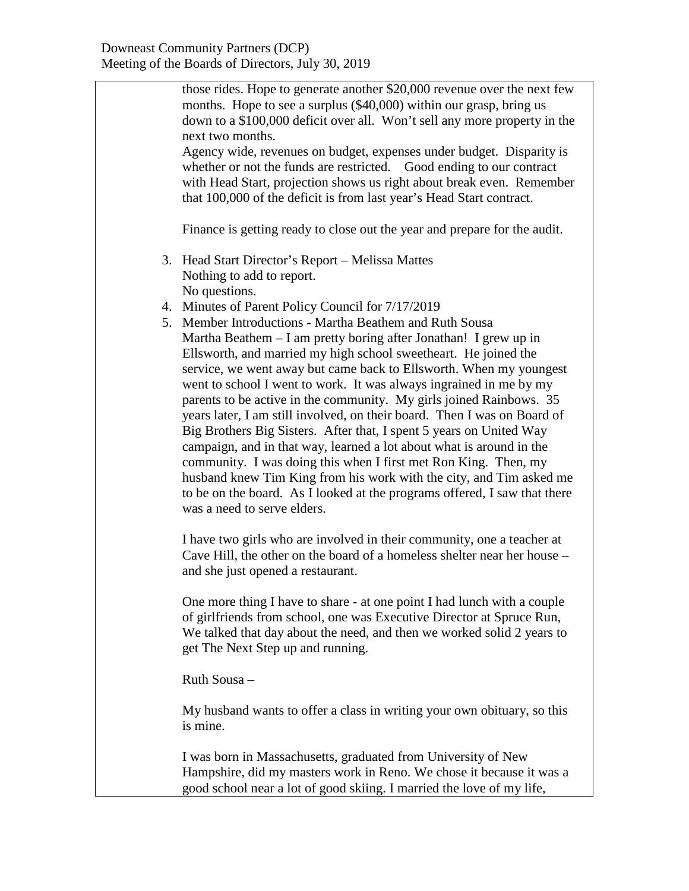those rides. Hope to generate another $20,000 revenue over the next few months. Hope to see a surplus ($40,000) within our grasp, bring us down to a $100,000 deficit over all. Won't sell any more property in the next two months.

Agency wide, revenues on budget, expenses under budget. Disparity is whether or not the funds are restricted. Good ending to our contract with Head Start, projection shows us right about break even. Remember that 100,000 of the deficit is from last year's Head Start contract.

Finance is getting ready to close out the year and prepare for the audit.

3. Head Start Director's Report – Melissa Mattes
   Nothing to add to report.
   No questions.
4. Minutes of Parent Policy Council for 7/17/2019
5. Member Introductions - Martha Beathem and Ruth Sousa
   Martha Beathem – I am pretty boring after Jonathan! I grew up in Ellsworth, and married my high school sweetheart. He joined the service, we went away but came back to Ellsworth. When my youngest went to school I went to work. It was always ingrained in me by my parents to be active in the community. My girls joined Rainbows. 35 years later, I am still involved, on their board. Then I was on Board of Big Brothers Big Sisters. After that, I spent 5 years on United Way campaign, and in that way, learned a lot about what is around in the community. I was doing this when I first met Ron King. Then, my husband knew Tim King from his work with the city, and Tim asked me to be on the board. As I looked at the programs offered, I saw that there was a need to serve elders.

   I have two girls who are involved in their community, one a teacher at Cave Hill, the other on the board of a homeless shelter near her house – and she just opened a restaurant.

   One more thing I have to share - at one point I had lunch with a couple of girlfriends from school, one was Executive Director at Spruce Run, We talked that day about the need, and then we worked solid 2 years to get The Next Step up and running.

   Ruth Sousa –

   My husband wants to offer a class in writing your own obituary, so this is mine.

   I was born in Massachusetts, graduated from University of New Hampshire, did my masters work in Reno. We chose it because it was a good school near a lot of good skiing. I married the love of my life,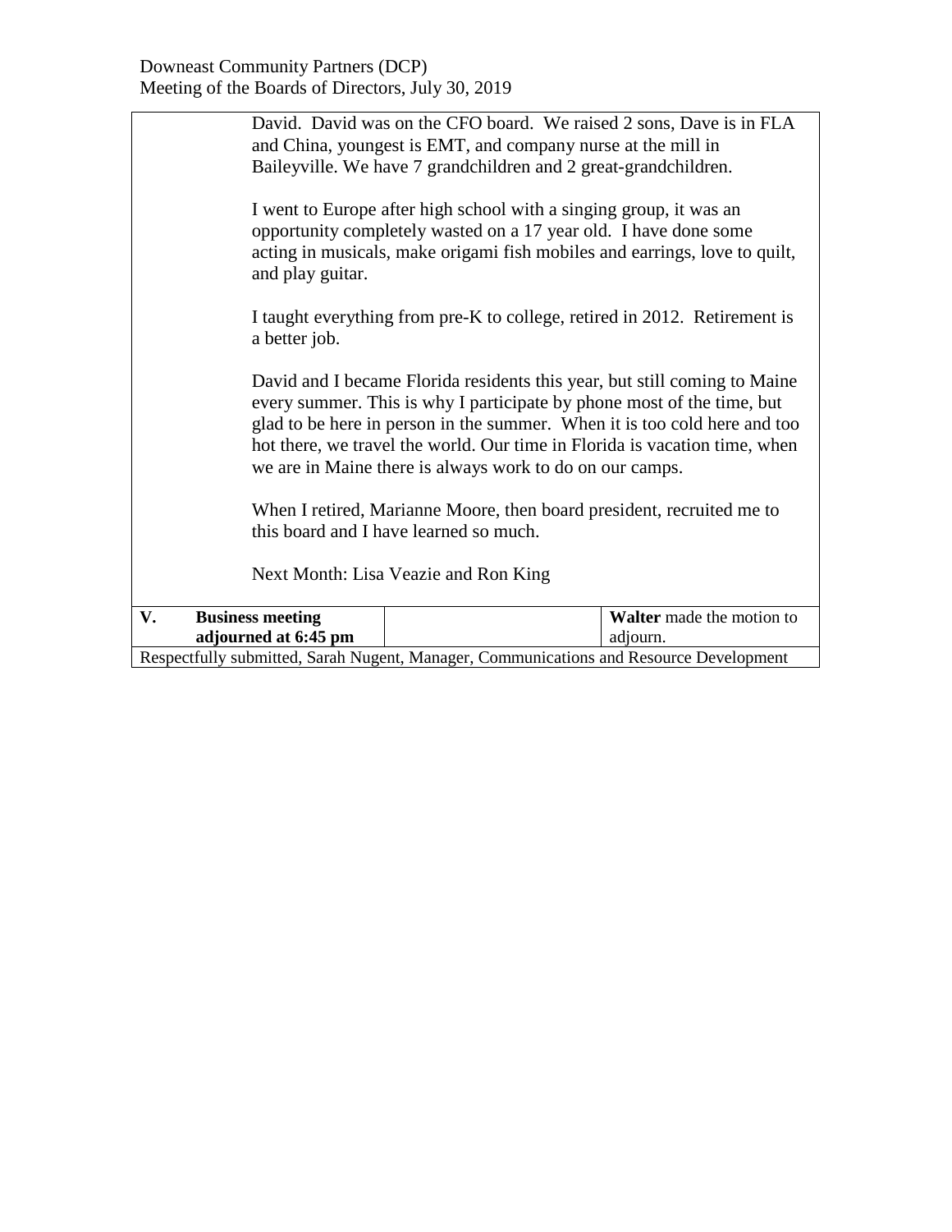Downeast Community Partners (DCP)
Meeting of the Boards of Directors, July 30, 2019

| | | |
|---|---|---|
| | David. David was on the CFO board. We raised 2 sons, Dave is in FLA and China, youngest is EMT, and company nurse at the mill in Baileyville. We have 7 grandchildren and 2 great-grandchildren.<br><br>I went to Europe after high school with a singing group, it was an opportunity completely wasted on a 17 year old. I have done some acting in musicals, make origami fish mobiles and earrings, love to quilt, and play guitar.<br><br>I taught everything from pre-K to college, retired in 2012. Retirement is a better job.<br><br>David and I became Florida residents this year, but still coming to Maine every summer. This is why I participate by phone most of the time, but glad to be here in person in the summer. When it is too cold here and too hot there, we travel the world. Our time in Florida is vacation time, when we are in Maine there is always work to do on our camps.<br><br>When I retired, Marianne Moore, then board president, recruited me to this board and I have learned so much.<br><br>Next Month: Lisa Veazie and Ron King | |
| **V. Business meeting adjourned at 6:45 pm** | | **Walter** made the motion to adjourn. |
| Respectfully submitted, Sarah Nugent, Manager, Communications and Resource Development | | |